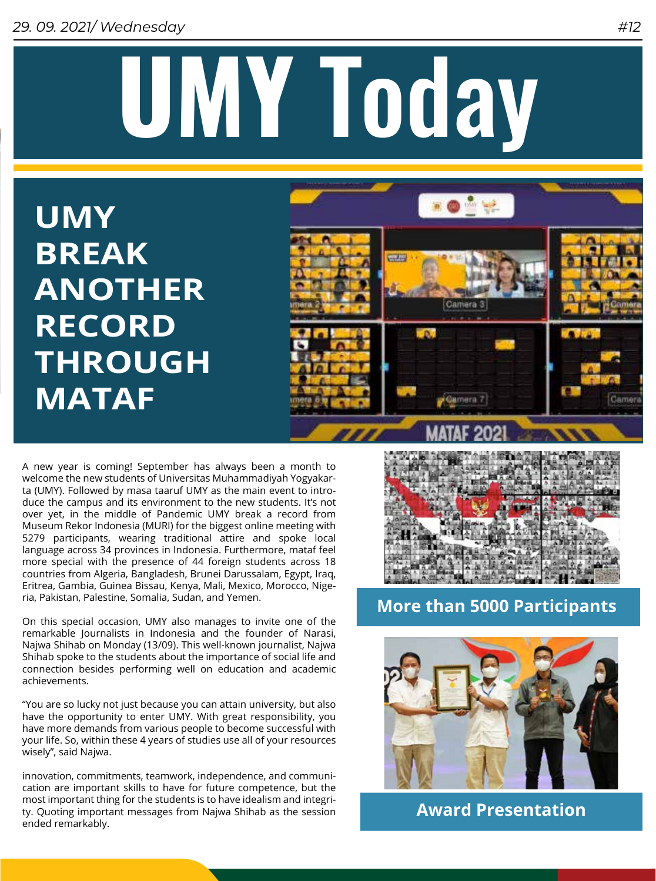# UMY Today

## UMY BREAK ANOTHER RECORD THROUGH MATAF

A new year is coming! September has always been a month to welcome the new students of Universitas Muhammadiyah Yogyakarta (UMY). Followed by masa taaruf UMY as the main event to introduce the campus and its environment to the new students. It's not over yet, in the middle of Pandemic UMY break a record from Museum Rekor Indonesia (MURI) for the biggest online meeting with 5279 participants, wearing traditional attire and spoke local language across 34 provinces in Indonesia. Furthermore, mataf feel more special with the presence of 44 foreign students across 18 countries from Algeria, Bangladesh, Brunei Darussalam, Egypt, Iraq, Eritrea, Gambia, Guinea Bissau, Kenya, Mali, Mexico, Morocco, Nigeria, Pakistan, Palestine, Somalia, Sudan, and Yemen.

On this special occasion, UMY also manages to invite one of the remarkable Journalists in Indonesia and the founder of Narasi, Najwa Shihab on Monday (13/09). This well-known journalist, Najwa Shihab spoke to the students about the importance of social life and connection besides performing well on education and academic achievements.

"You are so lucky not just because you can attain university, but also have the opportunity to enter UMY. With great responsibility, you have more demands from various people to become successful with your life. So, within these 4 years of studies use all of your resources wisely", said Najwa.

innovation, commitments, teamwork, independence, and communication are important skills to have for future competence, but the most important thing for the students is to have idealism and integrity. Quoting important messages from Najwa Shihab as the session ended remarkably.

More than 5000 Participants

Award Presentation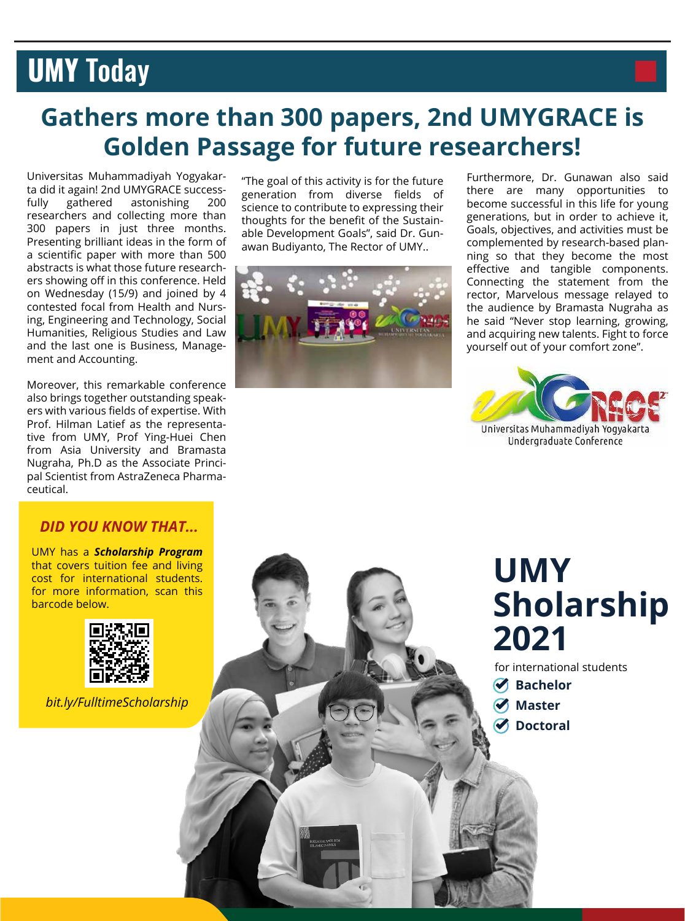# UMY Today

## Gathers more than 300 papers, 2nd UMYGRACE is Golden Passage for future researchers!

Universitas Muhammadiyah Yogyakarta did it again! 2nd UMYGRACE successfully gathered astonishing 200 researchers and collecting more than 300 papers in just three months. Presenting brilliant ideas in the form of a scientific paper with more than 500 abstracts is what those future researchers showing off in this conference. Held on Wednesday (15/9) and joined by 4 contested focal from Health and Nursing, Engineering and Technology, Social Humanities, Religious Studies and Law and the last one is Business, Management and Accounting.

Moreover, this remarkable conference also brings together outstanding speakers with various fields of expertise. With Prof. Hilman Latief as the representative from UMY, Prof Ying-Huei Chen from Asia University and Bramasta Nugraha, Ph.D as the Associate Principal Scientist from AstraZeneca Pharmaceutical.

"The goal of this activity is for the future generation from diverse fields of science to contribute to expressing their thoughts for the benefit of the Sustainable Development Goals", said Dr. Gunawan Budiyanto, The Rector of UMY..

Furthermore, Dr. Gunawan also said there are many opportunities to become successful in this life for young generations, but in order to achieve it, Goals, objectives, and activities must be complemented by research-based planning so that they become the most effective and tangible components. Connecting the statement from the rector, Marvelous message relayed to the audience by Bramasta Nugraha as he said "Never stop learning, growing, and acquiring new talents. Fight to force yourself out of your comfort zone".

Universitas Muhammadiyah Yogyakarta Undergraduate Conference

### *DID YOU KNOW THAT...*

UMY has a ***Scholarship Program*** that covers tuition fee and living cost for international students. for more information, scan this barcode below.

*bit.ly/FulltimeScholarship*

## UMY Sholarship 2021

for international students

- **Bachelor**
- **Master**
- **Doctoral**